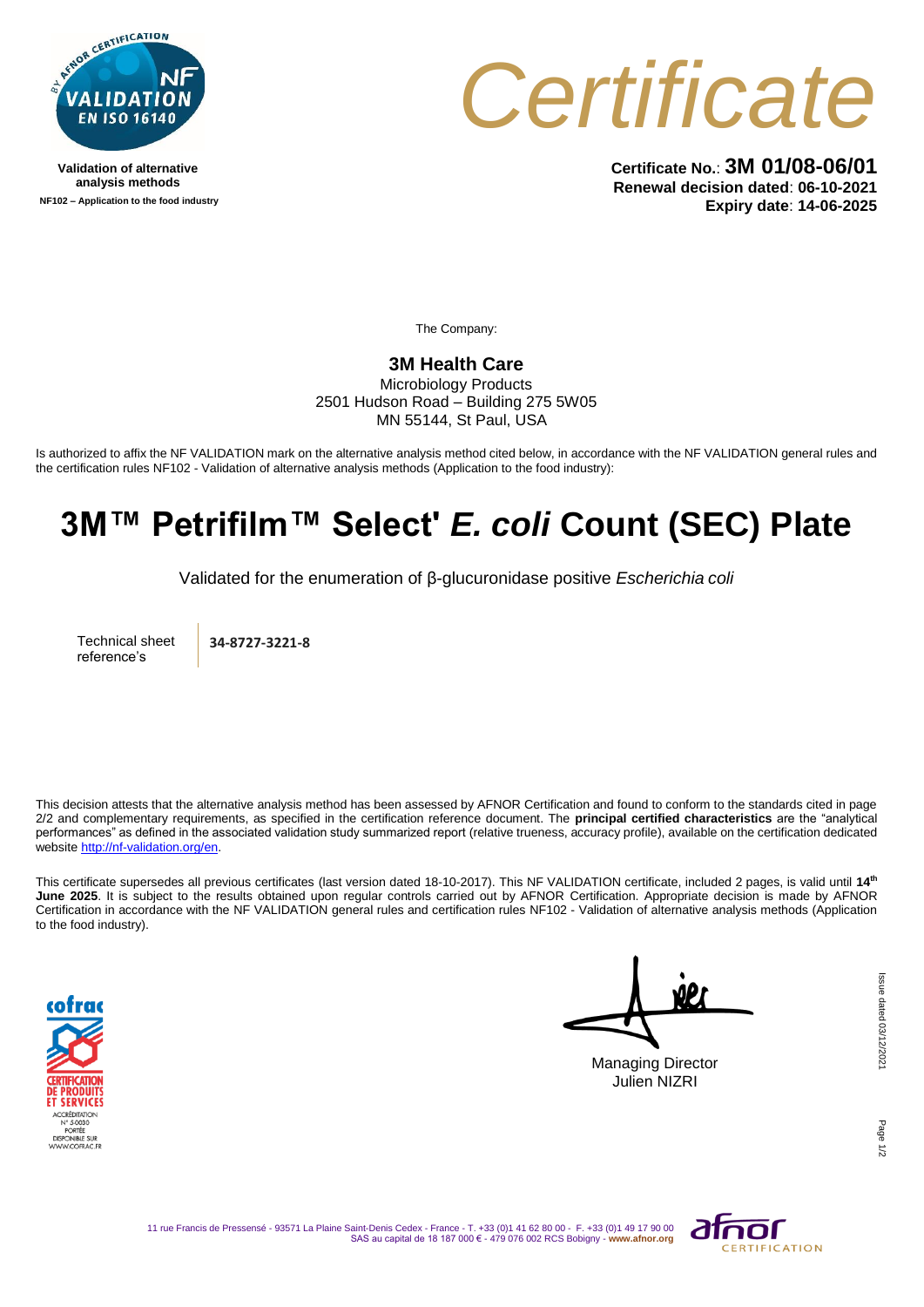Validation of alternative analysis methods

NF102 – Application to the food industry

# Certificate

**Certificate No.**: **3M 01/08-06/01**
**Renewal decision dated**: **06-10-2021**
**Expiry date**: **14-06-2025**

The Company:

**3M Health Care**
Microbiology Products
2501 Hudson Road – Building 275 5W05
MN 55144, St Paul, USA

Is authorized to affix the NF VALIDATION mark on the alternative analysis method cited below, in accordance with the NF VALIDATION general rules and the certification rules NF102 - Validation of alternative analysis methods (Application to the food industry):

# 3M™ Petrifilm™ Select' *E. coli* Count (SEC) Plate

Validated for the enumeration of β-glucuronidase positive *Escherichia coli*

| Technical sheet reference's | **34-8727-3221-8** |
|---|---|

This decision attests that the alternative analysis method has been assessed by AFNOR Certification and found to conform to the standards cited in page 2/2 and complementary requirements, as specified in the certification reference document. The **principal certified characteristics** are the "analytical performances" as defined in the associated validation study summarized report (relative trueness, accuracy profile), available on the certification dedicated website http://nf-validation.org/en.

This certificate supersedes all previous certificates (last version dated 18-10-2017). This NF VALIDATION certificate, included 2 pages, is valid until **14th June 2025**. It is subject to the results obtained upon regular controls carried out by AFNOR Certification. Appropriate decision is made by AFNOR Certification in accordance with the NF VALIDATION general rules and certification rules NF102 - Validation of alternative analysis methods (Application to the food industry).

Managing Director
Julien NIZRI

Issue dated 03/12/2021

11 rue Francis de Pressensé - 93571 La Plaine Saint-Denis Cedex - France - T. +33 (0)1 41 62 80 00 - F. +33 (0)1 49 17 90 00
SAS au capital de 18 187 000 € - 479 076 002 RCS Bobigny - **www.afnor.org**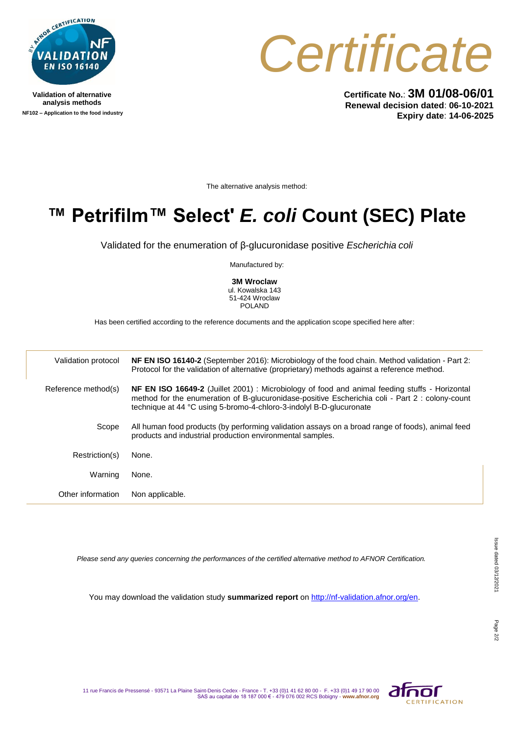Validation of alternative analysis methods

NF102 – Application to the food industry

# Certificate

**Certificate No.**: **3M 01/08-06/01**
**Renewal decision dated**: **06-10-2021**
**Expiry date**: **14-06-2025**

The alternative analysis method:

# ™ Petrifilm™ Select' *E. coli* Count (SEC) Plate

Validated for the enumeration of β-glucuronidase positive *Escherichia coli*

Manufactured by:

**3M Wroclaw**
ul. Kowalska 143
51-424 Wroclaw
POLAND

Has been certified according to the reference documents and the application scope specified here after:

| | |
|---|---|
| Validation protocol | **NF EN ISO 16140-2** (September 2016): Microbiology of the food chain. Method validation - Part 2: Protocol for the validation of alternative (proprietary) methods against a reference method. |
| Reference method(s) | **NF EN ISO 16649-2** (Juillet 2001) : Microbiology of food and animal feeding stuffs - Horizontal method for the enumeration of B-glucuronidase-positive Escherichia coli - Part 2 : colony-count technique at 44 °C using 5-bromo-4-chloro-3-indolyl B-D-glucuronate |
| Scope | All human food products (by performing validation assays on a broad range of foods), animal feed products and industrial production environmental samples. |
| Restriction(s) | None. |
| Warning | None. |
| Other information | Non applicable. |

*Please send any queries concerning the performances of the certified alternative method to AFNOR Certification.*

You may download the validation study **summarized report** on http://nf-validation.afnor.org/en.

Issue dated 03/12/2021

11 rue Francis de Pressensé - 93571 La Plaine Saint-Denis Cedex - France - T. +33 (0)1 41 62 80 00 - F. +33 (0)1 49 17 90 00
SAS au capital de 18 187 000 € - 479 076 002 RCS Bobigny - **www.afnor.org**